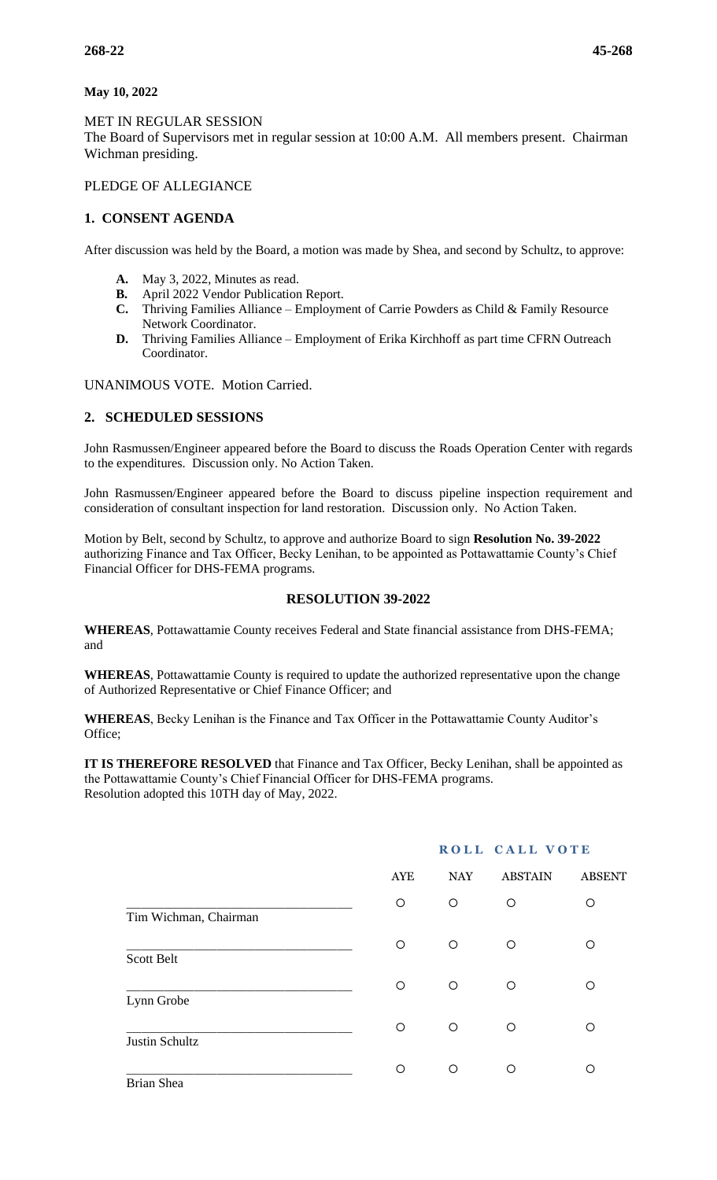**May 10, 2022**

MET IN REGULAR SESSION
The Board of Supervisors met in regular session at 10:00 A.M. All members present. Chairman Wichman presiding.

PLEDGE OF ALLEGIANCE

## 1. CONSENT AGENDA

After discussion was held by the Board, a motion was made by Shea, and second by Schultz, to approve:

- **A.** May 3, 2022, Minutes as read.
- **B.** April 2022 Vendor Publication Report.
- **C.** Thriving Families Alliance – Employment of Carrie Powders as Child & Family Resource Network Coordinator.
- **D.** Thriving Families Alliance – Employment of Erika Kirchhoff as part time CFRN Outreach Coordinator.

UNANIMOUS VOTE. Motion Carried.

## 2. SCHEDULED SESSIONS

John Rasmussen/Engineer appeared before the Board to discuss the Roads Operation Center with regards to the expenditures. Discussion only. No Action Taken.

John Rasmussen/Engineer appeared before the Board to discuss pipeline inspection requirement and consideration of consultant inspection for land restoration. Discussion only. No Action Taken.

Motion by Belt, second by Schultz, to approve and authorize Board to sign **Resolution No. 39-2022** authorizing Finance and Tax Officer, Becky Lenihan, to be appointed as Pottawattamie County's Chief Financial Officer for DHS-FEMA programs.

### RESOLUTION 39-2022

**WHEREAS**, Pottawattamie County receives Federal and State financial assistance from DHS-FEMA; and

**WHEREAS**, Pottawattamie County is required to update the authorized representative upon the change of Authorized Representative or Chief Finance Officer; and

**WHEREAS**, Becky Lenihan is the Finance and Tax Officer in the Pottawattamie County Auditor's Office;

**IT IS THEREFORE RESOLVED** that Finance and Tax Officer, Becky Lenihan, shall be appointed as the Pottawattamie County's Chief Financial Officer for DHS-FEMA programs.
Resolution adopted this 10TH day of May, 2022.

**ROLL CALL VOTE**

| | AYE | NAY | ABSTAIN | ABSENT |
|---|---|---|---|---|
| Tim Wichman, Chairman | ○ | ○ | ○ | ○ |
| Scott Belt | ○ | ○ | ○ | ○ |
| Lynn Grobe | ○ | ○ | ○ | ○ |
| Justin Schultz | ○ | ○ | ○ | ○ |
| Brian Shea | ○ | ○ | ○ | ○ |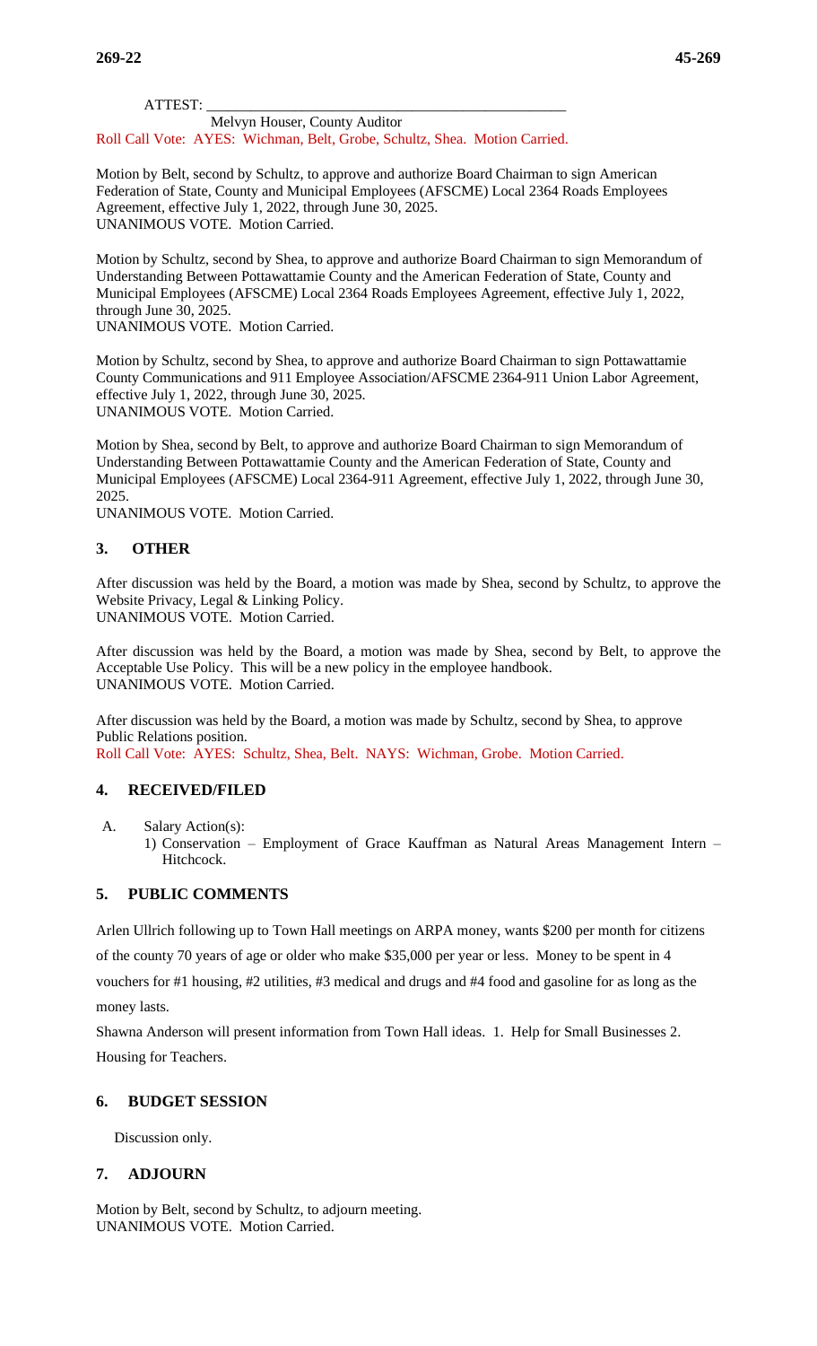ATTEST: ______________________________________________

Melvyn Houser, County Auditor

Roll Call Vote: AYES: Wichman, Belt, Grobe, Schultz, Shea. Motion Carried.

Motion by Belt, second by Schultz, to approve and authorize Board Chairman to sign American Federation of State, County and Municipal Employees (AFSCME) Local 2364 Roads Employees Agreement, effective July 1, 2022, through June 30, 2025.
UNANIMOUS VOTE. Motion Carried.

Motion by Schultz, second by Shea, to approve and authorize Board Chairman to sign Memorandum of Understanding Between Pottawattamie County and the American Federation of State, County and Municipal Employees (AFSCME) Local 2364 Roads Employees Agreement, effective July 1, 2022, through June 30, 2025.
UNANIMOUS VOTE. Motion Carried.

Motion by Schultz, second by Shea, to approve and authorize Board Chairman to sign Pottawattamie County Communications and 911 Employee Association/AFSCME 2364-911 Union Labor Agreement, effective July 1, 2022, through June 30, 2025.
UNANIMOUS VOTE. Motion Carried.

Motion by Shea, second by Belt, to approve and authorize Board Chairman to sign Memorandum of Understanding Between Pottawattamie County and the American Federation of State, County and Municipal Employees (AFSCME) Local 2364-911 Agreement, effective July 1, 2022, through June 30, 2025.
UNANIMOUS VOTE. Motion Carried.

## 3. OTHER

After discussion was held by the Board, a motion was made by Shea, second by Schultz, to approve the Website Privacy, Legal & Linking Policy.
UNANIMOUS VOTE. Motion Carried.

After discussion was held by the Board, a motion was made by Shea, second by Belt, to approve the Acceptable Use Policy. This will be a new policy in the employee handbook.
UNANIMOUS VOTE. Motion Carried.

After discussion was held by the Board, a motion was made by Schultz, second by Shea, to approve Public Relations position.
Roll Call Vote: AYES: Schultz, Shea, Belt. NAYS: Wichman, Grobe. Motion Carried.

## 4. RECEIVED/FILED

A. Salary Action(s):
   1) Conservation – Employment of Grace Kauffman as Natural Areas Management Intern – Hitchcock.

## 5. PUBLIC COMMENTS

Arlen Ullrich following up to Town Hall meetings on ARPA money, wants $200 per month for citizens of the county 70 years of age or older who make $35,000 per year or less. Money to be spent in 4 vouchers for #1 housing, #2 utilities, #3 medical and drugs and #4 food and gasoline for as long as the money lasts.

Shawna Anderson will present information from Town Hall ideas. 1. Help for Small Businesses 2. Housing for Teachers.

## 6. BUDGET SESSION

Discussion only.

## 7. ADJOURN

Motion by Belt, second by Schultz, to adjourn meeting.
UNANIMOUS VOTE. Motion Carried.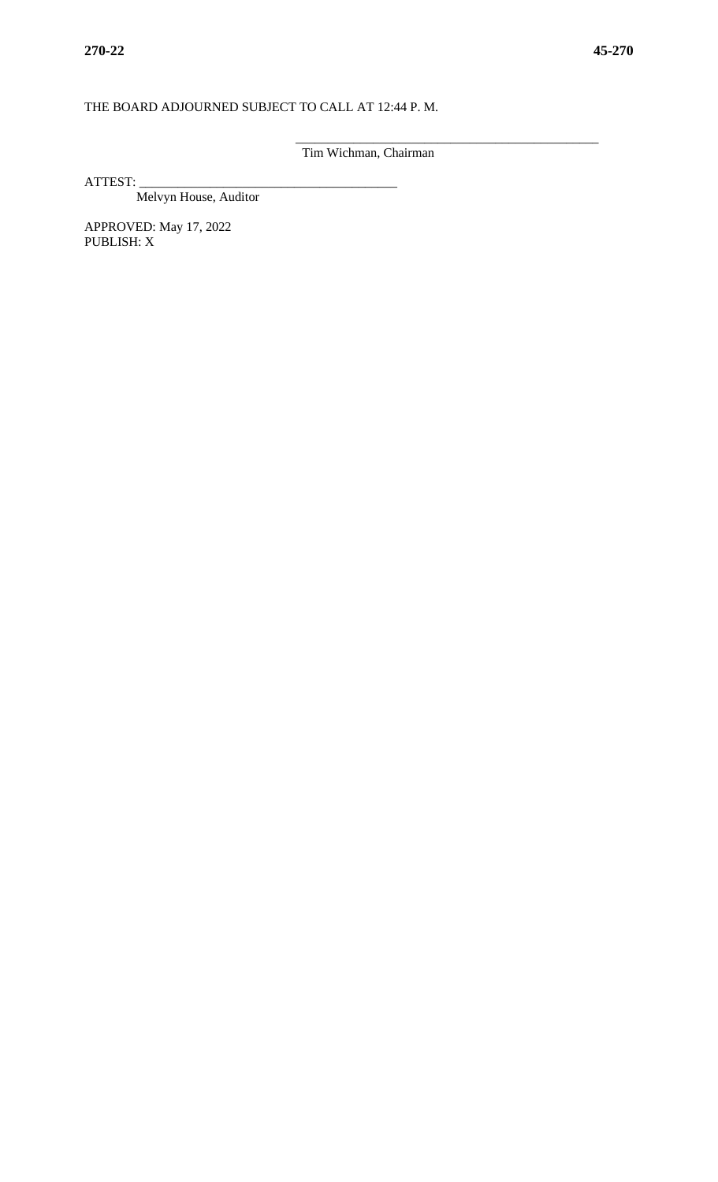THE BOARD ADJOURNED SUBJECT TO CALL AT 12:44 P. M.

\_\_\_\_\_\_\_\_\_\_\_\_\_\_\_\_\_\_\_\_\_\_\_\_\_\_\_\_\_\_\_\_\_\_\_\_\_\_\_\_\_\_\_\_\_\_
Tim Wichman, Chairman

ATTEST: \_\_\_\_\_\_\_\_\_\_\_\_\_\_\_\_\_\_\_\_\_\_\_\_\_\_\_\_\_\_\_\_\_\_\_\_\_\_\_\_
Melvyn House, Auditor

APPROVED: May 17, 2022
PUBLISH: X